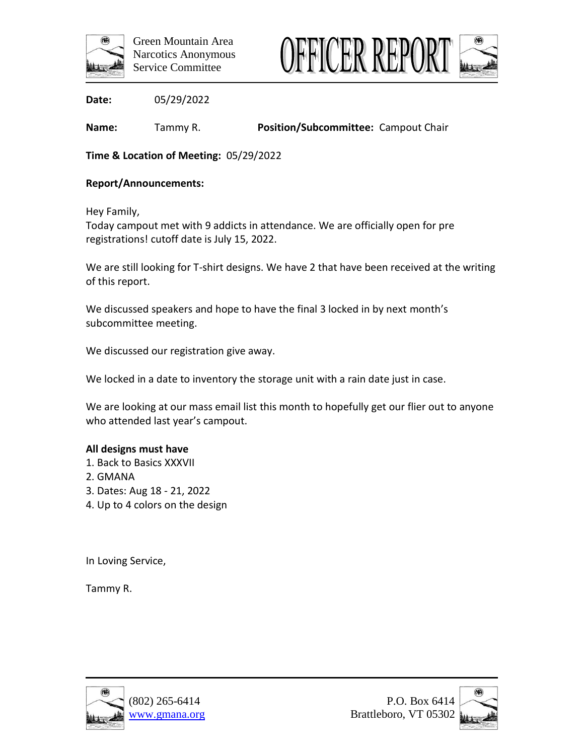Green Mountain Area
Narcotics Anonymous
Service Committee

# OFFICER REPORT

**Date:** 05/29/2022

**Name:** Tammy R. **Position/Subcommittee:** Campout Chair

**Time & Location of Meeting:** 05/29/2022

**Report/Announcements:**

Hey Family,
Today campout met with 9 addicts in attendance. We are officially open for pre registrations! cutoff date is July 15, 2022.

We are still looking for T-shirt designs. We have 2 that have been received at the writing of this report.

We discussed speakers and hope to have the final 3 locked in by next month's subcommittee meeting.

We discussed our registration give away.

We locked in a date to inventory the storage unit with a rain date just in case.

We are looking at our mass email list this month to hopefully get our flier out to anyone who attended last year's campout.

**All designs must have**

1. Back to Basics XXXVII
2. GMANA
3. Dates: Aug 18 - 21, 2022
4. Up to 4 colors on the design

In Loving Service,

Tammy R.

(802) 265-6414
www.gmana.org

P.O. Box 6414
Brattleboro, VT 05302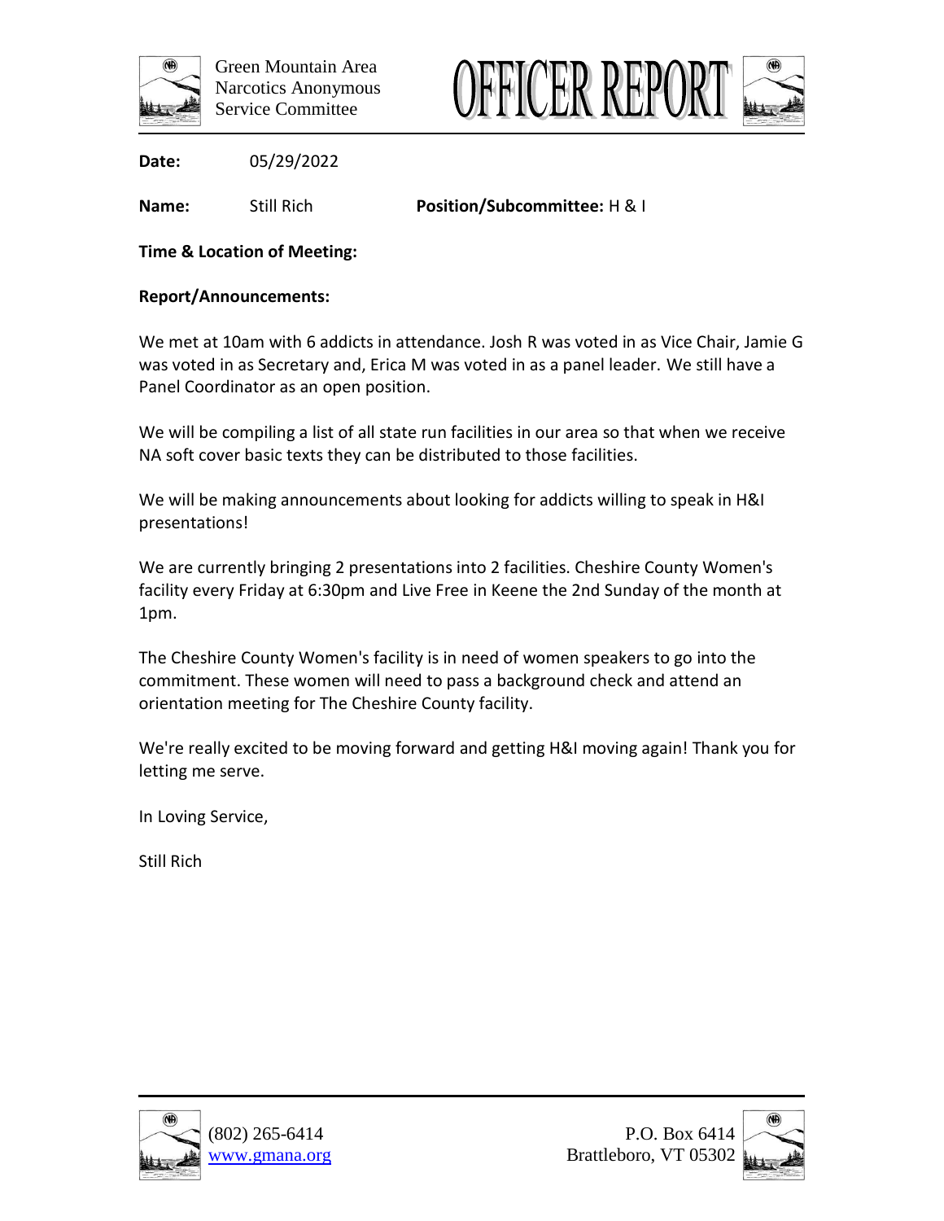Green Mountain Area
Narcotics Anonymous
Service Committee

# OFFICER REPORT

**Date:** 05/29/2022

**Name:** Still Rich **Position/Subcommittee:** H & I

**Time & Location of Meeting:**

**Report/Announcements:**

We met at 10am with 6 addicts in attendance. Josh R was voted in as Vice Chair, Jamie G was voted in as Secretary and, Erica M was voted in as a panel leader. We still have a Panel Coordinator as an open position.

We will be compiling a list of all state run facilities in our area so that when we receive NA soft cover basic texts they can be distributed to those facilities.

We will be making announcements about looking for addicts willing to speak in H&I presentations!

We are currently bringing 2 presentations into 2 facilities. Cheshire County Women's facility every Friday at 6:30pm and Live Free in Keene the 2nd Sunday of the month at 1pm.

The Cheshire County Women's facility is in need of women speakers to go into the commitment. These women will need to pass a background check and attend an orientation meeting for The Cheshire County facility.

We're really excited to be moving forward and getting H&I moving again! Thank you for letting me serve.

In Loving Service,

Still Rich

(802) 265-6414
www.gmana.org

P.O. Box 6414
Brattleboro, VT 05302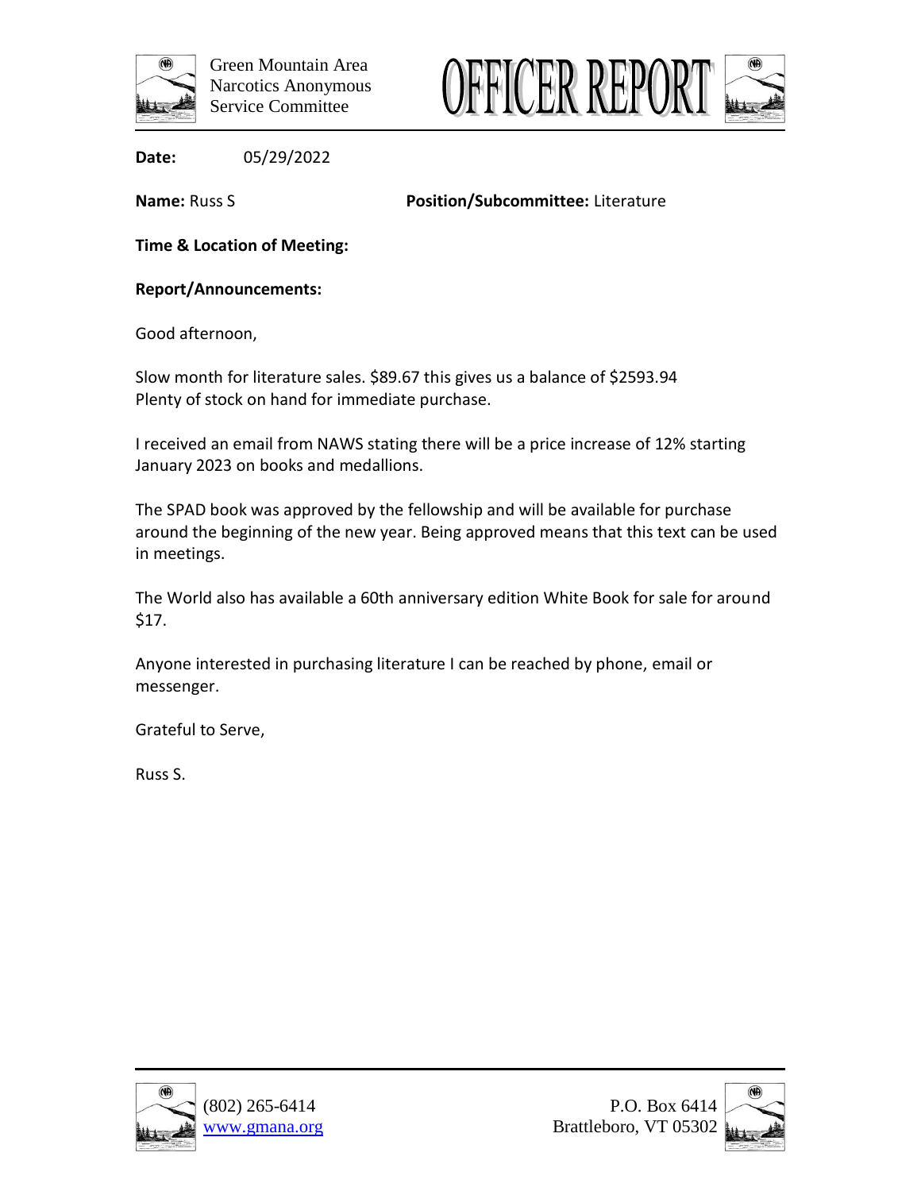Green Mountain Area
Narcotics Anonymous
Service Committee

# OFFICER REPORT

**Date:** 05/29/2022

**Name:** Russ S **Position/Subcommittee:** Literature

**Time & Location of Meeting:**

**Report/Announcements:**

Good afternoon,

Slow month for literature sales. $89.67 this gives us a balance of $2593.94
Plenty of stock on hand for immediate purchase.

I received an email from NAWS stating there will be a price increase of 12% starting January 2023 on books and medallions.

The SPAD book was approved by the fellowship and will be available for purchase around the beginning of the new year. Being approved means that this text can be used in meetings.

The World also has available a 60th anniversary edition White Book for sale for around $17.

Anyone interested in purchasing literature I can be reached by phone, email or messenger.

Grateful to Serve,

Russ S.

(802) 265-6414
www.gmana.org

P.O. Box 6414
Brattleboro, VT 05302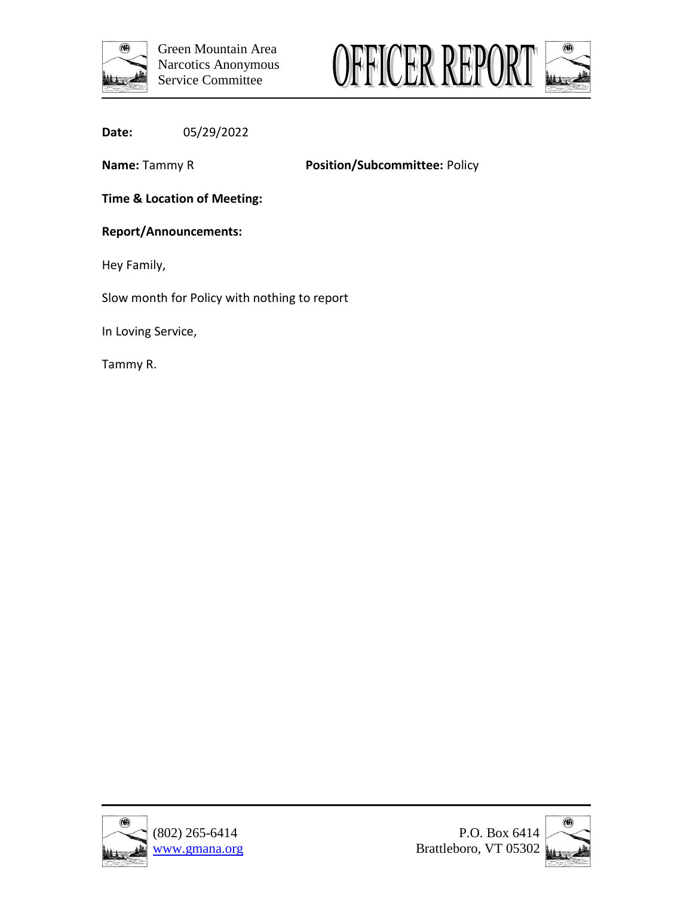Green Mountain Area
Narcotics Anonymous
Service Committee

# OFFICER REPORT

**Date:** 05/29/2022

**Name:** Tammy R **Position/Subcommittee:** Policy

**Time & Location of Meeting:**

**Report/Announcements:**

Hey Family,

Slow month for Policy with nothing to report

In Loving Service,

Tammy R.

(802) 265-6414
www.gmana.org

P.O. Box 6414
Brattleboro, VT 05302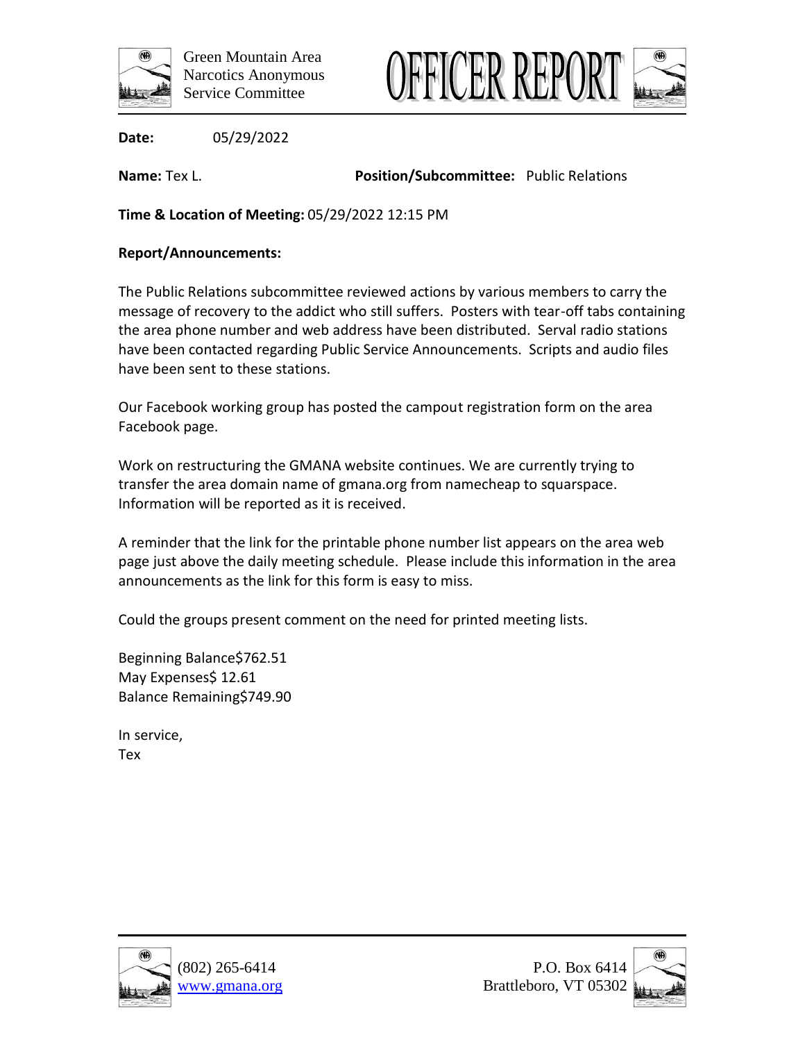Green Mountain Area
Narcotics Anonymous
Service Committee

# OFFICER REPORT

**Date:** 05/29/2022

**Name:** Tex L. **Position/Subcommittee:** Public Relations

**Time & Location of Meeting:** 05/29/2022 12:15 PM

**Report/Announcements:**

The Public Relations subcommittee reviewed actions by various members to carry the message of recovery to the addict who still suffers. Posters with tear-off tabs containing the area phone number and web address have been distributed. Serval radio stations have been contacted regarding Public Service Announcements. Scripts and audio files have been sent to these stations.

Our Facebook working group has posted the campout registration form on the area Facebook page.

Work on restructuring the GMANA website continues. We are currently trying to transfer the area domain name of gmana.org from namecheap to squarspace. Information will be reported as it is received.

A reminder that the link for the printable phone number list appears on the area web page just above the daily meeting schedule. Please include this information in the area announcements as the link for this form is easy to miss.

Could the groups present comment on the need for printed meeting lists.

Beginning Balance$762.51
May Expenses$ 12.61
Balance Remaining$749.90

In service,
Tex

(802) 265-6414
www.gmana.org

P.O. Box 6414
Brattleboro, VT 05302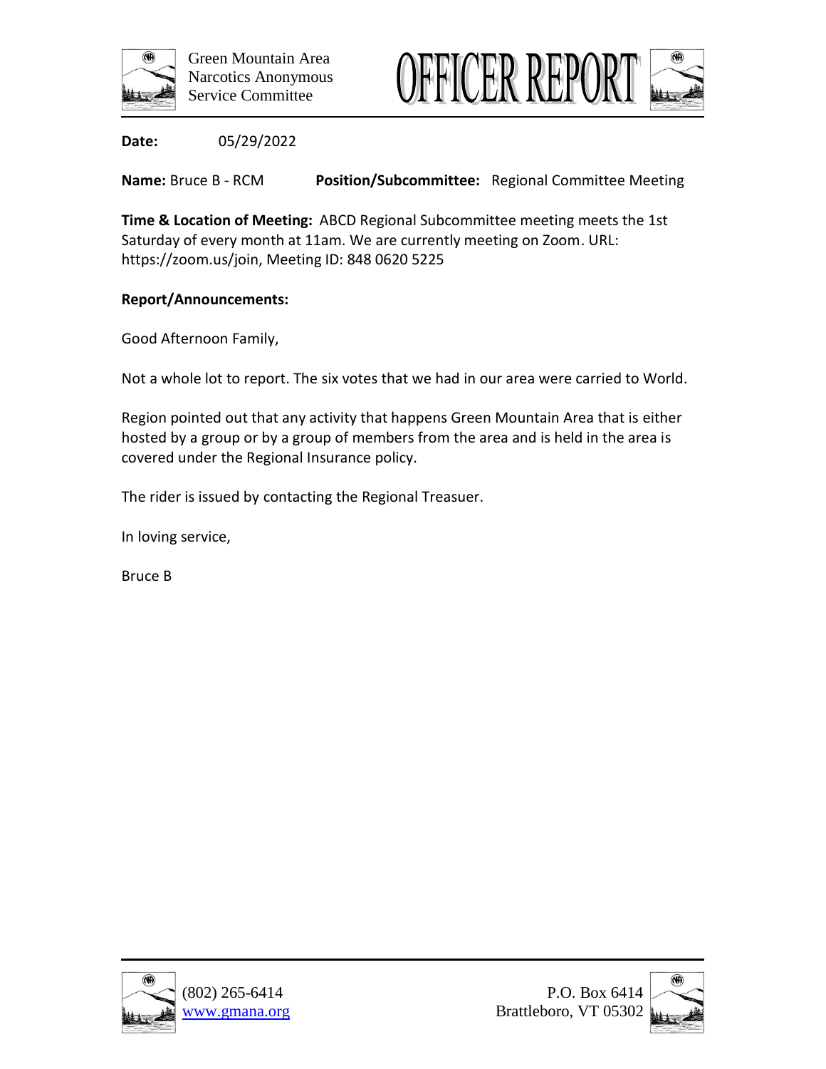Green Mountain Area Narcotics Anonymous Service Committee

# OFFICER REPORT

**Date:** 05/29/2022

**Name:** Bruce B - RCM **Position/Subcommittee:** Regional Committee Meeting

**Time & Location of Meeting:** ABCD Regional Subcommittee meeting meets the 1st Saturday of every month at 11am. We are currently meeting on Zoom. URL: https://zoom.us/join, Meeting ID: 848 0620 5225

**Report/Announcements:**

Good Afternoon Family,

Not a whole lot to report. The six votes that we had in our area were carried to World.

Region pointed out that any activity that happens Green Mountain Area that is either hosted by a group or by a group of members from the area and is held in the area is covered under the Regional Insurance policy.

The rider is issued by contacting the Regional Treasuer.

In loving service,

Bruce B

(802) 265-6414
www.gmana.org

P.O. Box 6414
Brattleboro, VT 05302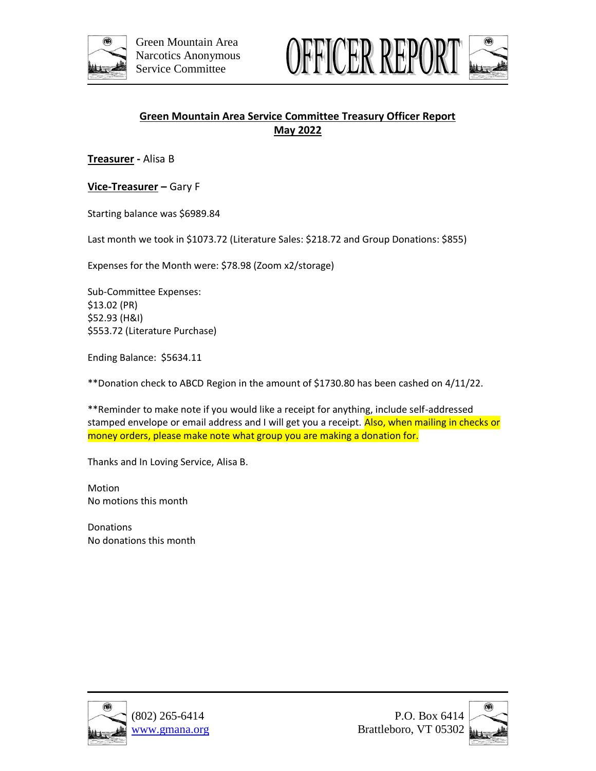Green Mountain Area Narcotics Anonymous Service Committee

# OFFICER REPORT

## Green Mountain Area Service Committee Treasury Officer Report
## May 2022

**Treasurer -** Alisa B

**Vice-Treasurer –** Gary F

Starting balance was $6989.84

Last month we took in $1073.72 (Literature Sales: $218.72 and Group Donations: $855)

Expenses for the Month were: $78.98 (Zoom x2/storage)

Sub-Committee Expenses:
$13.02 (PR)
$52.93 (H&I)
$553.72 (Literature Purchase)

Ending Balance: $5634.11

**Donation check to ABCD Region in the amount of $1730.80 has been cashed on 4/11/22.

**Reminder to make note if you would like a receipt for anything, include self-addressed stamped envelope or email address and I will get you a receipt. Also, when mailing in checks or money orders, please make note what group you are making a donation for.

Thanks and In Loving Service, Alisa B.

Motion
No motions this month

Donations
No donations this month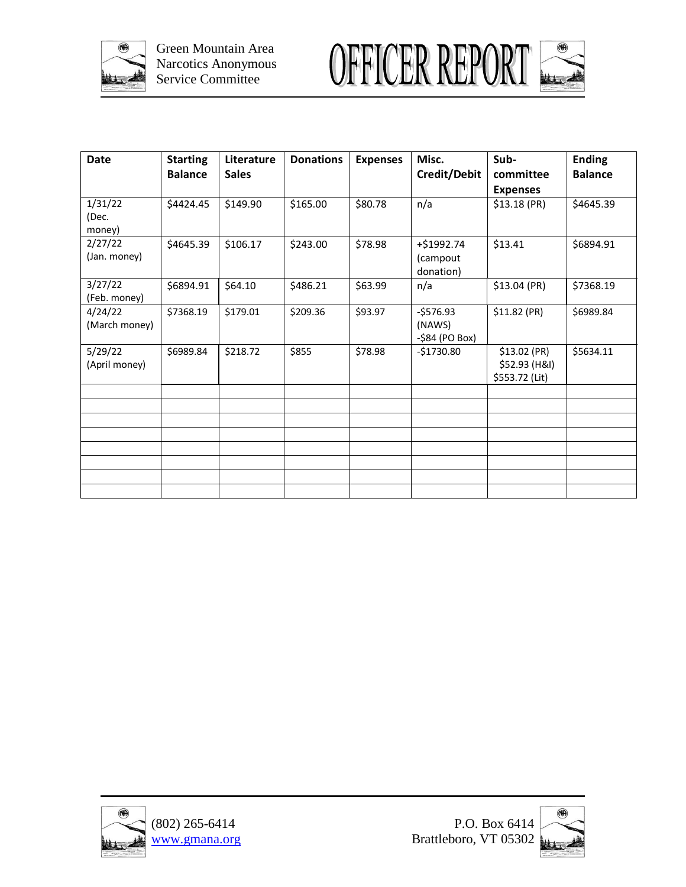Green Mountain Area
Narcotics Anonymous
Service Committee

# OFFICER REPORT

| Date | Starting Balance | Literature Sales | Donations | Expenses | Misc. Credit/Debit | Sub-committee Expenses | Ending Balance |
|---|---|---|---|---|---|---|---|
| 1/31/22 (Dec. money) | $4424.45 | $149.90 | $165.00 | $80.78 | n/a | $13.18 (PR) | $4645.39 |
| 2/27/22 (Jan. money) | $4645.39 | $106.17 | $243.00 | $78.98 | +$1992.74 (campout donation) | $13.41 | $6894.91 |
| 3/27/22 (Feb. money) | $6894.91 | $64.10 | $486.21 | $63.99 | n/a | $13.04 (PR) | $7368.19 |
| 4/24/22 (March money) | $7368.19 | $179.01 | $209.36 | $93.97 | -$576.93 (NAWS) -$84 (PO Box) | $11.82 (PR) | $6989.84 |
| 5/29/22 (April money) | $6989.84 | $218.72 | $855 | $78.98 | -$1730.80 | $13.02 (PR) $52.93 (H&I) $553.72 (Lit) | $5634.11 |
| | | | | | | | |
| | | | | | | | |
| | | | | | | | |
| | | | | | | | |
| | | | | | | | |
| | | | | | | | |
| | | | | | | | |
| | | | | | | | |

(802) 265-6414
www.gmana.org

P.O. Box 6414
Brattleboro, VT 05302